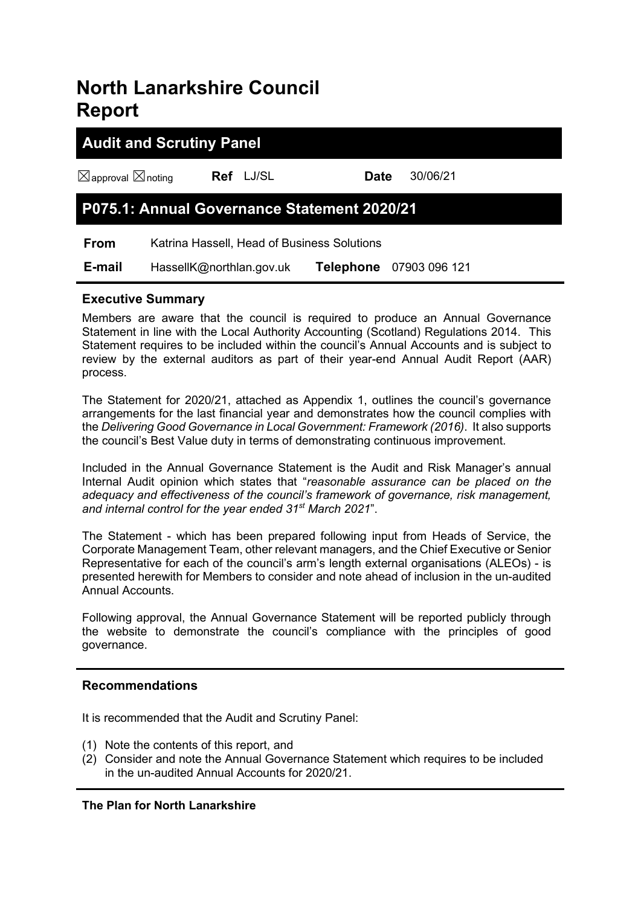# North Lanarkshire Council Report

## Audit and Scrutiny Panel

| ☒approval ☒noting | **Ref** LJ/SL | **Date** 30/06/21 |
|---|---|---|

## P075.1: Annual Governance Statement 2020/21

| | | | |
|---|---|---|---|
| **From** | Katrina Hassell, Head of Business Solutions | | |
| **E-mail** | HassellK@northlan.gov.uk | **Telephone** | 07903 096 121 |

### Executive Summary

Members are aware that the council is required to produce an Annual Governance Statement in line with the Local Authority Accounting (Scotland) Regulations 2014. This Statement requires to be included within the council's Annual Accounts and is subject to review by the external auditors as part of their year-end Annual Audit Report (AAR) process.

The Statement for 2020/21, attached as Appendix 1, outlines the council's governance arrangements for the last financial year and demonstrates how the council complies with the *Delivering Good Governance in Local Government: Framework (2016)*. It also supports the council's Best Value duty in terms of demonstrating continuous improvement.

Included in the Annual Governance Statement is the Audit and Risk Manager's annual Internal Audit opinion which states that "*reasonable assurance can be placed on the adequacy and effectiveness of the council's framework of governance, risk management, and internal control for the year ended 31st March 2021*".

The Statement - which has been prepared following input from Heads of Service, the Corporate Management Team, other relevant managers, and the Chief Executive or Senior Representative for each of the council's arm's length external organisations (ALEOs) - is presented herewith for Members to consider and note ahead of inclusion in the un-audited Annual Accounts.

Following approval, the Annual Governance Statement will be reported publicly through the website to demonstrate the council's compliance with the principles of good governance.

### Recommendations

It is recommended that the Audit and Scrutiny Panel:

(1) Note the contents of this report, and
(2) Consider and note the Annual Governance Statement which requires to be included in the un-audited Annual Accounts for 2020/21.

### The Plan for North Lanarkshire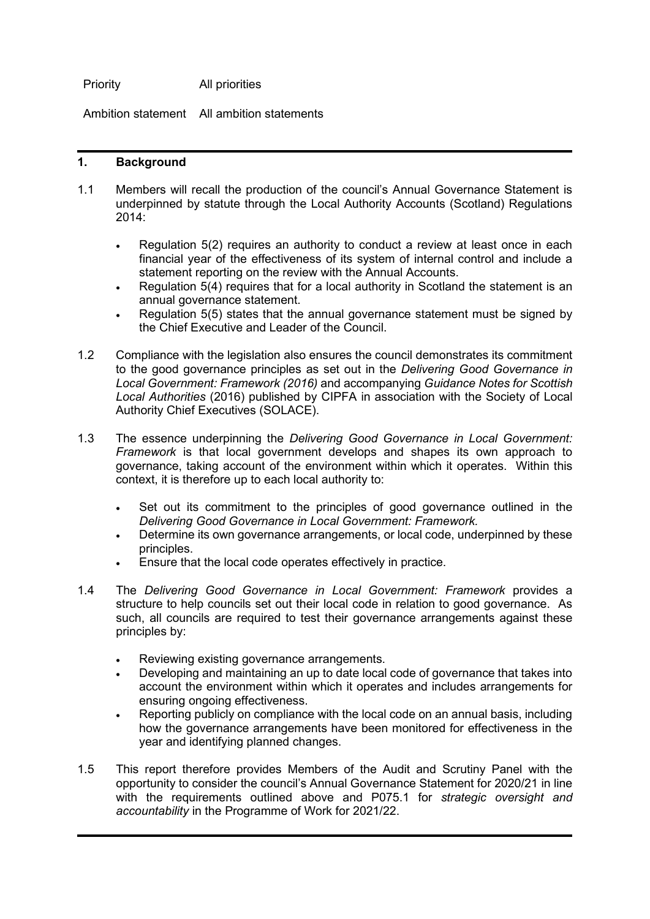| Priority | All priorities |
| --- | --- |
| Ambition statement | All ambition statements |

## 1. Background

1.1 Members will recall the production of the council's Annual Governance Statement is underpinned by statute through the Local Authority Accounts (Scotland) Regulations 2014:

- Regulation 5(2) requires an authority to conduct a review at least once in each financial year of the effectiveness of its system of internal control and include a statement reporting on the review with the Annual Accounts.
- Regulation 5(4) requires that for a local authority in Scotland the statement is an annual governance statement.
- Regulation 5(5) states that the annual governance statement must be signed by the Chief Executive and Leader of the Council.

1.2 Compliance with the legislation also ensures the council demonstrates its commitment to the good governance principles as set out in the *Delivering Good Governance in Local Government: Framework (2016)* and accompanying *Guidance Notes for Scottish Local Authorities* (2016) published by CIPFA in association with the Society of Local Authority Chief Executives (SOLACE).

1.3 The essence underpinning the *Delivering Good Governance in Local Government: Framework* is that local government develops and shapes its own approach to governance, taking account of the environment within which it operates. Within this context, it is therefore up to each local authority to:

- Set out its commitment to the principles of good governance outlined in the *Delivering Good Governance in Local Government: Framework.*
- Determine its own governance arrangements, or local code, underpinned by these principles.
- Ensure that the local code operates effectively in practice.

1.4 The *Delivering Good Governance in Local Government: Framework* provides a structure to help councils set out their local code in relation to good governance. As such, all councils are required to test their governance arrangements against these principles by:

- Reviewing existing governance arrangements.
- Developing and maintaining an up to date local code of governance that takes into account the environment within which it operates and includes arrangements for ensuring ongoing effectiveness.
- Reporting publicly on compliance with the local code on an annual basis, including how the governance arrangements have been monitored for effectiveness in the year and identifying planned changes.

1.5 This report therefore provides Members of the Audit and Scrutiny Panel with the opportunity to consider the council's Annual Governance Statement for 2020/21 in line with the requirements outlined above and P075.1 for *strategic oversight and accountability* in the Programme of Work for 2021/22.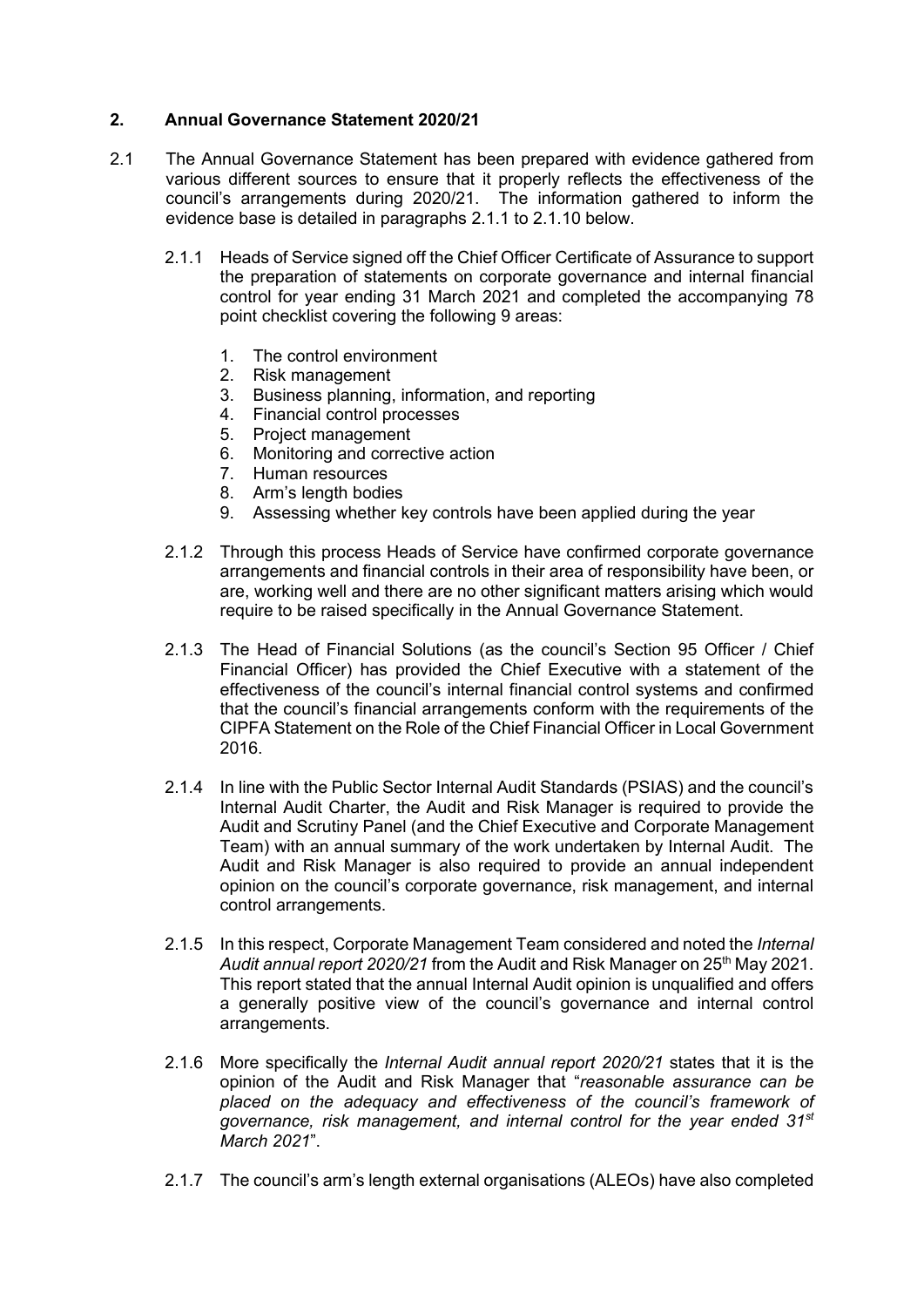## 2. Annual Governance Statement 2020/21

2.1 The Annual Governance Statement has been prepared with evidence gathered from various different sources to ensure that it properly reflects the effectiveness of the council's arrangements during 2020/21. The information gathered to inform the evidence base is detailed in paragraphs 2.1.1 to 2.1.10 below.

2.1.1 Heads of Service signed off the Chief Officer Certificate of Assurance to support the preparation of statements on corporate governance and internal financial control for year ending 31 March 2021 and completed the accompanying 78 point checklist covering the following 9 areas:

1. The control environment
2. Risk management
3. Business planning, information, and reporting
4. Financial control processes
5. Project management
6. Monitoring and corrective action
7. Human resources
8. Arm's length bodies
9. Assessing whether key controls have been applied during the year

2.1.2 Through this process Heads of Service have confirmed corporate governance arrangements and financial controls in their area of responsibility have been, or are, working well and there are no other significant matters arising which would require to be raised specifically in the Annual Governance Statement.

2.1.3 The Head of Financial Solutions (as the council's Section 95 Officer / Chief Financial Officer) has provided the Chief Executive with a statement of the effectiveness of the council's internal financial control systems and confirmed that the council's financial arrangements conform with the requirements of the CIPFA Statement on the Role of the Chief Financial Officer in Local Government 2016.

2.1.4 In line with the Public Sector Internal Audit Standards (PSIAS) and the council's Internal Audit Charter, the Audit and Risk Manager is required to provide the Audit and Scrutiny Panel (and the Chief Executive and Corporate Management Team) with an annual summary of the work undertaken by Internal Audit. The Audit and Risk Manager is also required to provide an annual independent opinion on the council's corporate governance, risk management, and internal control arrangements.

2.1.5 In this respect, Corporate Management Team considered and noted the *Internal Audit annual report 2020/21* from the Audit and Risk Manager on 25th May 2021. This report stated that the annual Internal Audit opinion is unqualified and offers a generally positive view of the council's governance and internal control arrangements.

2.1.6 More specifically the *Internal Audit annual report 2020/21* states that it is the opinion of the Audit and Risk Manager that "*reasonable assurance can be placed on the adequacy and effectiveness of the council's framework of governance, risk management, and internal control for the year ended 31st March 2021*".

2.1.7 The council's arm's length external organisations (ALEOs) have also completed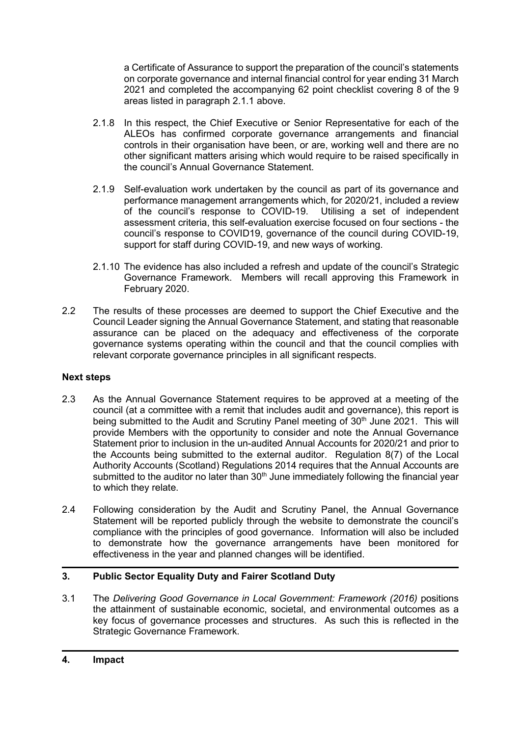a Certificate of Assurance to support the preparation of the council's statements on corporate governance and internal financial control for year ending 31 March 2021 and completed the accompanying 62 point checklist covering 8 of the 9 areas listed in paragraph 2.1.1 above.

2.1.8 In this respect, the Chief Executive or Senior Representative for each of the ALEOs has confirmed corporate governance arrangements and financial controls in their organisation have been, or are, working well and there are no other significant matters arising which would require to be raised specifically in the council's Annual Governance Statement.

2.1.9 Self-evaluation work undertaken by the council as part of its governance and performance management arrangements which, for 2020/21, included a review of the council's response to COVID-19. Utilising a set of independent assessment criteria, this self-evaluation exercise focused on four sections - the council's response to COVID19, governance of the council during COVID-19, support for staff during COVID-19, and new ways of working.

2.1.10 The evidence has also included a refresh and update of the council's Strategic Governance Framework. Members will recall approving this Framework in February 2020.

2.2 The results of these processes are deemed to support the Chief Executive and the Council Leader signing the Annual Governance Statement, and stating that reasonable assurance can be placed on the adequacy and effectiveness of the corporate governance systems operating within the council and that the council complies with relevant corporate governance principles in all significant respects.

**Next steps**

2.3 As the Annual Governance Statement requires to be approved at a meeting of the council (at a committee with a remit that includes audit and governance), this report is being submitted to the Audit and Scrutiny Panel meeting of 30th June 2021. This will provide Members with the opportunity to consider and note the Annual Governance Statement prior to inclusion in the un-audited Annual Accounts for 2020/21 and prior to the Accounts being submitted to the external auditor. Regulation 8(7) of the Local Authority Accounts (Scotland) Regulations 2014 requires that the Annual Accounts are submitted to the auditor no later than 30th June immediately following the financial year to which they relate.

2.4 Following consideration by the Audit and Scrutiny Panel, the Annual Governance Statement will be reported publicly through the website to demonstrate the council's compliance with the principles of good governance. Information will also be included to demonstrate how the governance arrangements have been monitored for effectiveness in the year and planned changes will be identified.

## 3. Public Sector Equality Duty and Fairer Scotland Duty

3.1 The *Delivering Good Governance in Local Government: Framework (2016)* positions the attainment of sustainable economic, societal, and environmental outcomes as a key focus of governance processes and structures. As such this is reflected in the Strategic Governance Framework.

## 4. Impact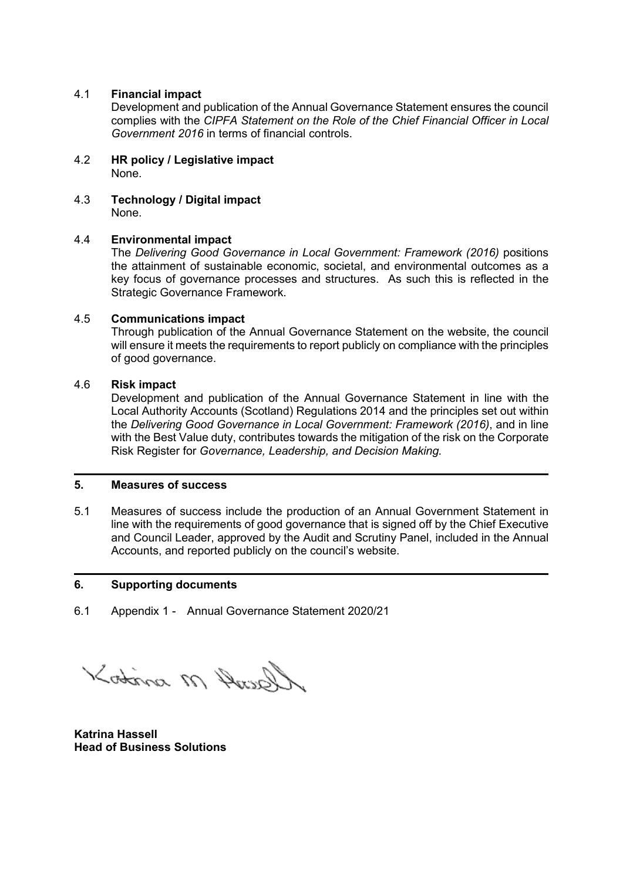4.1 **Financial impact**

Development and publication of the Annual Governance Statement ensures the council complies with the *CIPFA Statement on the Role of the Chief Financial Officer in Local Government 2016* in terms of financial controls.

4.2 **HR policy / Legislative impact**

None.

4.3 **Technology / Digital impact**

None.

4.4 **Environmental impact**

The *Delivering Good Governance in Local Government: Framework (2016)* positions the attainment of sustainable economic, societal, and environmental outcomes as a key focus of governance processes and structures. As such this is reflected in the Strategic Governance Framework.

4.5 **Communications impact**

Through publication of the Annual Governance Statement on the website, the council will ensure it meets the requirements to report publicly on compliance with the principles of good governance.

4.6 **Risk impact**

Development and publication of the Annual Governance Statement in line with the Local Authority Accounts (Scotland) Regulations 2014 and the principles set out within the *Delivering Good Governance in Local Government: Framework (2016)*, and in line with the Best Value duty, contributes towards the mitigation of the risk on the Corporate Risk Register for *Governance, Leadership, and Decision Making.*

## 5. Measures of success

5.1 Measures of success include the production of an Annual Government Statement in line with the requirements of good governance that is signed off by the Chief Executive and Council Leader, approved by the Audit and Scrutiny Panel, included in the Annual Accounts, and reported publicly on the council's website.

## 6. Supporting documents

6.1 Appendix 1 - Annual Governance Statement 2020/21

**Katrina Hassell**
**Head of Business Solutions**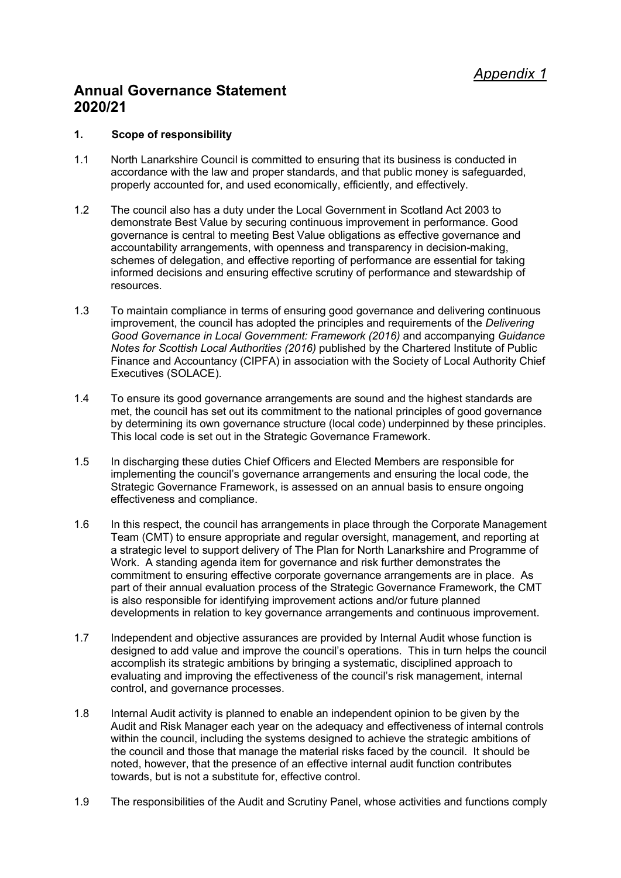*Appendix 1*

# Annual Governance Statement 2020/21

## 1. Scope of responsibility

1.1 North Lanarkshire Council is committed to ensuring that its business is conducted in accordance with the law and proper standards, and that public money is safeguarded, properly accounted for, and used economically, efficiently, and effectively.

1.2 The council also has a duty under the Local Government in Scotland Act 2003 to demonstrate Best Value by securing continuous improvement in performance. Good governance is central to meeting Best Value obligations as effective governance and accountability arrangements, with openness and transparency in decision-making, schemes of delegation, and effective reporting of performance are essential for taking informed decisions and ensuring effective scrutiny of performance and stewardship of resources.

1.3 To maintain compliance in terms of ensuring good governance and delivering continuous improvement, the council has adopted the principles and requirements of the *Delivering Good Governance in Local Government: Framework (2016)* and accompanying *Guidance Notes for Scottish Local Authorities (2016)* published by the Chartered Institute of Public Finance and Accountancy (CIPFA) in association with the Society of Local Authority Chief Executives (SOLACE).

1.4 To ensure its good governance arrangements are sound and the highest standards are met, the council has set out its commitment to the national principles of good governance by determining its own governance structure (local code) underpinned by these principles. This local code is set out in the Strategic Governance Framework.

1.5 In discharging these duties Chief Officers and Elected Members are responsible for implementing the council's governance arrangements and ensuring the local code, the Strategic Governance Framework, is assessed on an annual basis to ensure ongoing effectiveness and compliance.

1.6 In this respect, the council has arrangements in place through the Corporate Management Team (CMT) to ensure appropriate and regular oversight, management, and reporting at a strategic level to support delivery of The Plan for North Lanarkshire and Programme of Work. A standing agenda item for governance and risk further demonstrates the commitment to ensuring effective corporate governance arrangements are in place. As part of their annual evaluation process of the Strategic Governance Framework, the CMT is also responsible for identifying improvement actions and/or future planned developments in relation to key governance arrangements and continuous improvement.

1.7 Independent and objective assurances are provided by Internal Audit whose function is designed to add value and improve the council's operations. This in turn helps the council accomplish its strategic ambitions by bringing a systematic, disciplined approach to evaluating and improving the effectiveness of the council's risk management, internal control, and governance processes.

1.8 Internal Audit activity is planned to enable an independent opinion to be given by the Audit and Risk Manager each year on the adequacy and effectiveness of internal controls within the council, including the systems designed to achieve the strategic ambitions of the council and those that manage the material risks faced by the council. It should be noted, however, that the presence of an effective internal audit function contributes towards, but is not a substitute for, effective control.

1.9 The responsibilities of the Audit and Scrutiny Panel, whose activities and functions comply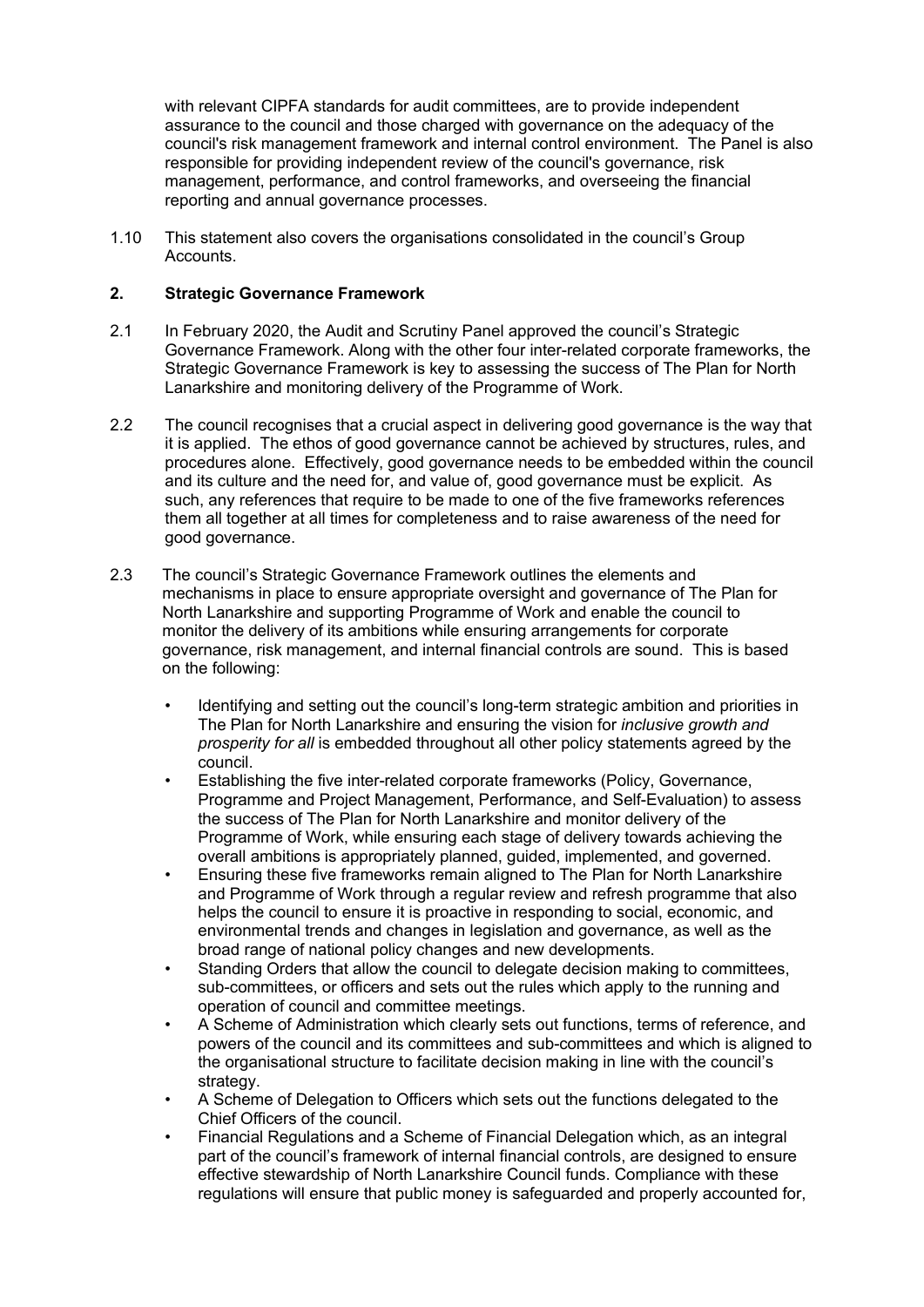with relevant CIPFA standards for audit committees, are to provide independent assurance to the council and those charged with governance on the adequacy of the council's risk management framework and internal control environment. The Panel is also responsible for providing independent review of the council's governance, risk management, performance, and control frameworks, and overseeing the financial reporting and annual governance processes.

1.10 This statement also covers the organisations consolidated in the council's Group Accounts.

## 2. Strategic Governance Framework

2.1 In February 2020, the Audit and Scrutiny Panel approved the council's Strategic Governance Framework. Along with the other four inter-related corporate frameworks, the Strategic Governance Framework is key to assessing the success of The Plan for North Lanarkshire and monitoring delivery of the Programme of Work.

2.2 The council recognises that a crucial aspect in delivering good governance is the way that it is applied. The ethos of good governance cannot be achieved by structures, rules, and procedures alone. Effectively, good governance needs to be embedded within the council and its culture and the need for, and value of, good governance must be explicit. As such, any references that require to be made to one of the five frameworks references them all together at all times for completeness and to raise awareness of the need for good governance.

2.3 The council's Strategic Governance Framework outlines the elements and mechanisms in place to ensure appropriate oversight and governance of The Plan for North Lanarkshire and supporting Programme of Work and enable the council to monitor the delivery of its ambitions while ensuring arrangements for corporate governance, risk management, and internal financial controls are sound. This is based on the following:

- Identifying and setting out the council's long-term strategic ambition and priorities in The Plan for North Lanarkshire and ensuring the vision for *inclusive growth and prosperity for all* is embedded throughout all other policy statements agreed by the council.
- Establishing the five inter-related corporate frameworks (Policy, Governance, Programme and Project Management, Performance, and Self-Evaluation) to assess the success of The Plan for North Lanarkshire and monitor delivery of the Programme of Work, while ensuring each stage of delivery towards achieving the overall ambitions is appropriately planned, guided, implemented, and governed.
- Ensuring these five frameworks remain aligned to The Plan for North Lanarkshire and Programme of Work through a regular review and refresh programme that also helps the council to ensure it is proactive in responding to social, economic, and environmental trends and changes in legislation and governance, as well as the broad range of national policy changes and new developments.
- Standing Orders that allow the council to delegate decision making to committees, sub-committees, or officers and sets out the rules which apply to the running and operation of council and committee meetings.
- A Scheme of Administration which clearly sets out functions, terms of reference, and powers of the council and its committees and sub-committees and which is aligned to the organisational structure to facilitate decision making in line with the council's strategy.
- A Scheme of Delegation to Officers which sets out the functions delegated to the Chief Officers of the council.
- Financial Regulations and a Scheme of Financial Delegation which, as an integral part of the council's framework of internal financial controls, are designed to ensure effective stewardship of North Lanarkshire Council funds. Compliance with these regulations will ensure that public money is safeguarded and properly accounted for,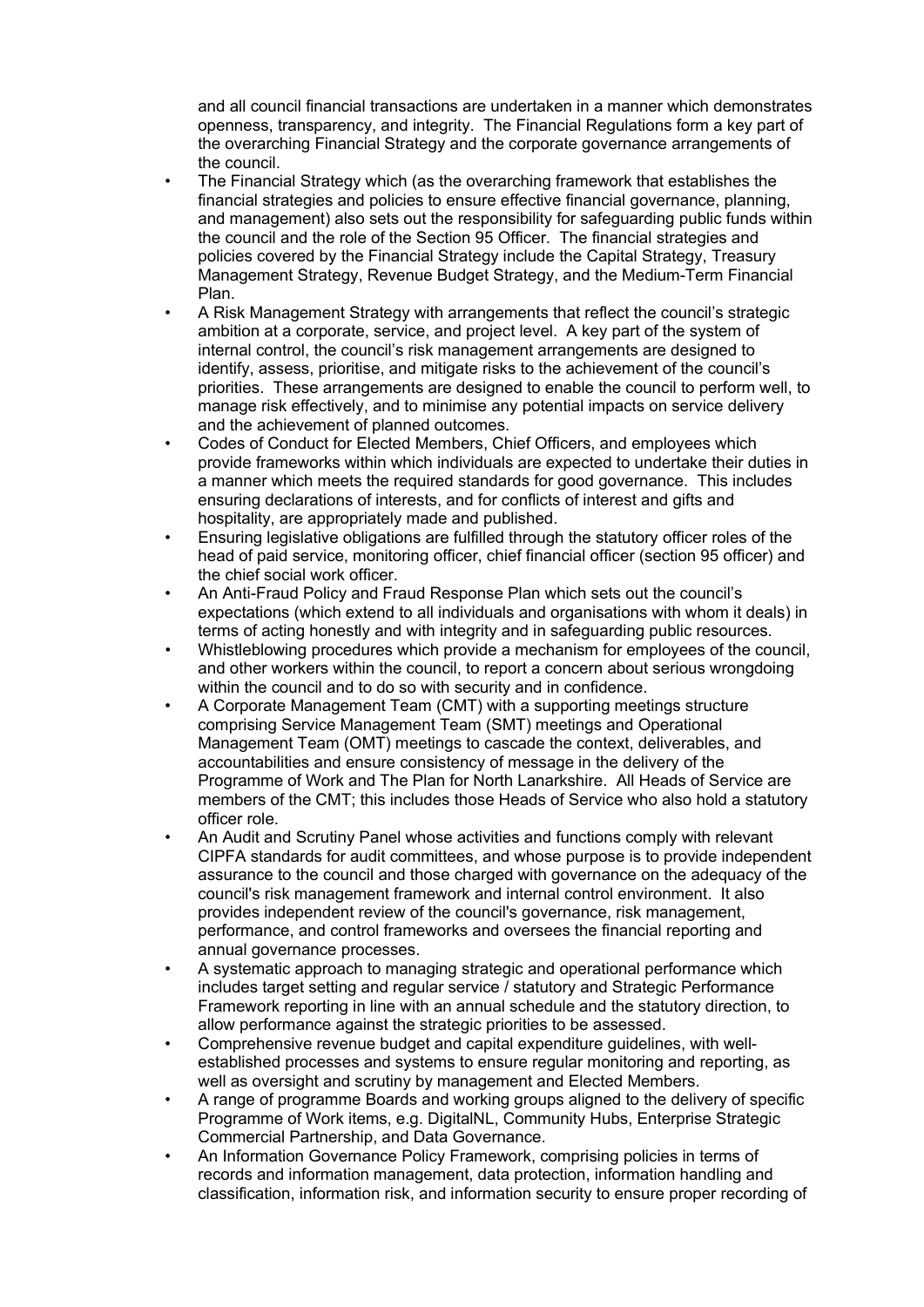and all council financial transactions are undertaken in a manner which demonstrates openness, transparency, and integrity. The Financial Regulations form a key part of the overarching Financial Strategy and the corporate governance arrangements of the council.

- The Financial Strategy which (as the overarching framework that establishes the financial strategies and policies to ensure effective financial governance, planning, and management) also sets out the responsibility for safeguarding public funds within the council and the role of the Section 95 Officer. The financial strategies and policies covered by the Financial Strategy include the Capital Strategy, Treasury Management Strategy, Revenue Budget Strategy, and the Medium-Term Financial Plan.
- A Risk Management Strategy with arrangements that reflect the council's strategic ambition at a corporate, service, and project level. A key part of the system of internal control, the council's risk management arrangements are designed to identify, assess, prioritise, and mitigate risks to the achievement of the council's priorities. These arrangements are designed to enable the council to perform well, to manage risk effectively, and to minimise any potential impacts on service delivery and the achievement of planned outcomes.
- Codes of Conduct for Elected Members, Chief Officers, and employees which provide frameworks within which individuals are expected to undertake their duties in a manner which meets the required standards for good governance. This includes ensuring declarations of interests, and for conflicts of interest and gifts and hospitality, are appropriately made and published.
- Ensuring legislative obligations are fulfilled through the statutory officer roles of the head of paid service, monitoring officer, chief financial officer (section 95 officer) and the chief social work officer.
- An Anti-Fraud Policy and Fraud Response Plan which sets out the council's expectations (which extend to all individuals and organisations with whom it deals) in terms of acting honestly and with integrity and in safeguarding public resources.
- Whistleblowing procedures which provide a mechanism for employees of the council, and other workers within the council, to report a concern about serious wrongdoing within the council and to do so with security and in confidence.
- A Corporate Management Team (CMT) with a supporting meetings structure comprising Service Management Team (SMT) meetings and Operational Management Team (OMT) meetings to cascade the context, deliverables, and accountabilities and ensure consistency of message in the delivery of the Programme of Work and The Plan for North Lanarkshire. All Heads of Service are members of the CMT; this includes those Heads of Service who also hold a statutory officer role.
- An Audit and Scrutiny Panel whose activities and functions comply with relevant CIPFA standards for audit committees, and whose purpose is to provide independent assurance to the council and those charged with governance on the adequacy of the council's risk management framework and internal control environment. It also provides independent review of the council's governance, risk management, performance, and control frameworks and oversees the financial reporting and annual governance processes.
- A systematic approach to managing strategic and operational performance which includes target setting and regular service / statutory and Strategic Performance Framework reporting in line with an annual schedule and the statutory direction, to allow performance against the strategic priorities to be assessed.
- Comprehensive revenue budget and capital expenditure guidelines, with well-established processes and systems to ensure regular monitoring and reporting, as well as oversight and scrutiny by management and Elected Members.
- A range of programme Boards and working groups aligned to the delivery of specific Programme of Work items, e.g. DigitalNL, Community Hubs, Enterprise Strategic Commercial Partnership, and Data Governance.
- An Information Governance Policy Framework, comprising policies in terms of records and information management, data protection, information handling and classification, information risk, and information security to ensure proper recording of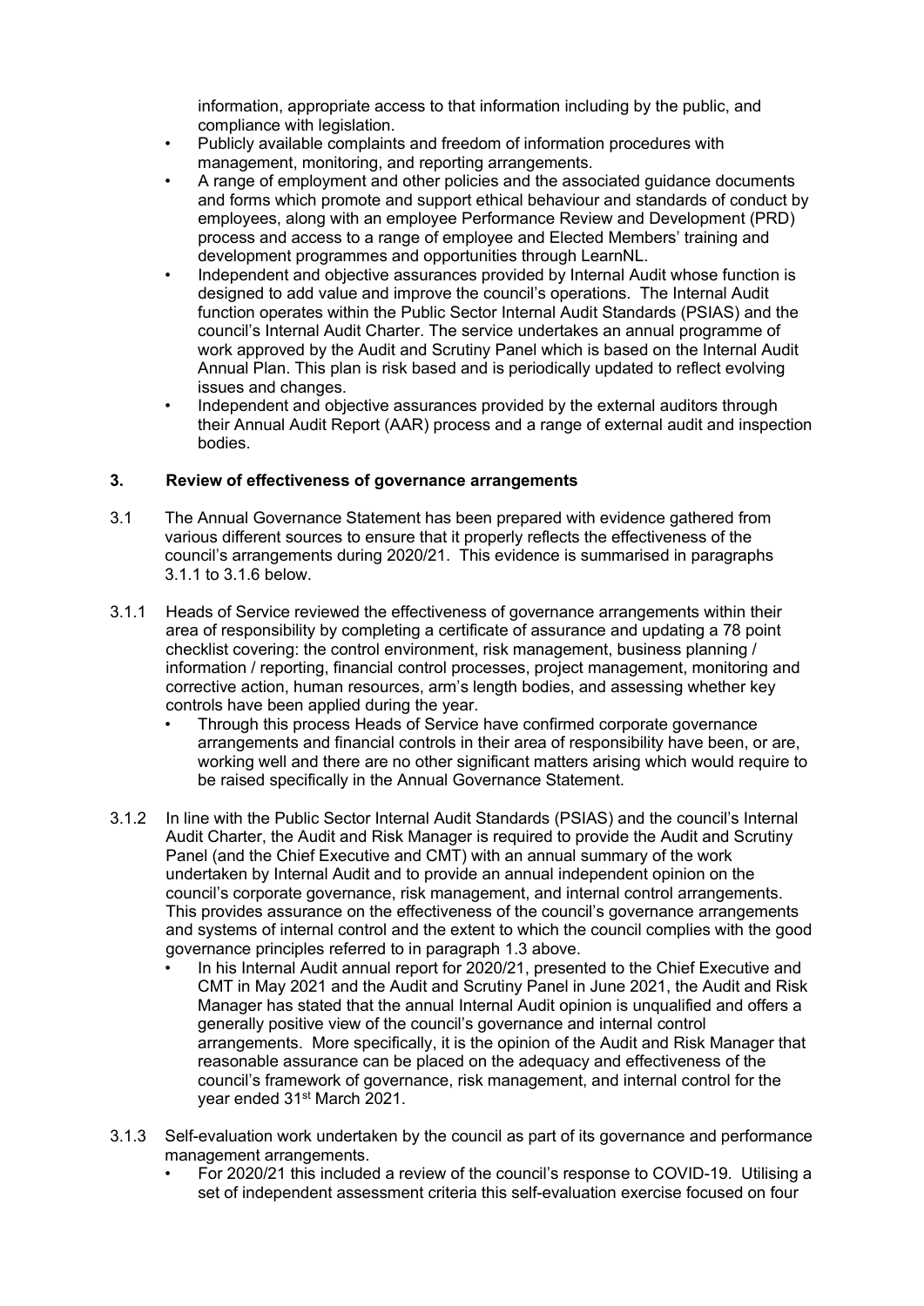information, appropriate access to that information including by the public, and compliance with legislation.

- Publicly available complaints and freedom of information procedures with management, monitoring, and reporting arrangements.
- A range of employment and other policies and the associated guidance documents and forms which promote and support ethical behaviour and standards of conduct by employees, along with an employee Performance Review and Development (PRD) process and access to a range of employee and Elected Members' training and development programmes and opportunities through LearnNL.
- Independent and objective assurances provided by Internal Audit whose function is designed to add value and improve the council's operations. The Internal Audit function operates within the Public Sector Internal Audit Standards (PSIAS) and the council's Internal Audit Charter. The service undertakes an annual programme of work approved by the Audit and Scrutiny Panel which is based on the Internal Audit Annual Plan. This plan is risk based and is periodically updated to reflect evolving issues and changes.
- Independent and objective assurances provided by the external auditors through their Annual Audit Report (AAR) process and a range of external audit and inspection bodies.

## 3. Review of effectiveness of governance arrangements

3.1 The Annual Governance Statement has been prepared with evidence gathered from various different sources to ensure that it properly reflects the effectiveness of the council's arrangements during 2020/21. This evidence is summarised in paragraphs 3.1.1 to 3.1.6 below.

3.1.1 Heads of Service reviewed the effectiveness of governance arrangements within their area of responsibility by completing a certificate of assurance and updating a 78 point checklist covering: the control environment, risk management, business planning / information / reporting, financial control processes, project management, monitoring and corrective action, human resources, arm's length bodies, and assessing whether key controls have been applied during the year.

- Through this process Heads of Service have confirmed corporate governance arrangements and financial controls in their area of responsibility have been, or are, working well and there are no other significant matters arising which would require to be raised specifically in the Annual Governance Statement.

3.1.2 In line with the Public Sector Internal Audit Standards (PSIAS) and the council's Internal Audit Charter, the Audit and Risk Manager is required to provide the Audit and Scrutiny Panel (and the Chief Executive and CMT) with an annual summary of the work undertaken by Internal Audit and to provide an annual independent opinion on the council's corporate governance, risk management, and internal control arrangements. This provides assurance on the effectiveness of the council's governance arrangements and systems of internal control and the extent to which the council complies with the good governance principles referred to in paragraph 1.3 above.

- In his Internal Audit annual report for 2020/21, presented to the Chief Executive and CMT in May 2021 and the Audit and Scrutiny Panel in June 2021, the Audit and Risk Manager has stated that the annual Internal Audit opinion is unqualified and offers a generally positive view of the council's governance and internal control arrangements. More specifically, it is the opinion of the Audit and Risk Manager that reasonable assurance can be placed on the adequacy and effectiveness of the council's framework of governance, risk management, and internal control for the year ended 31st March 2021.

3.1.3 Self-evaluation work undertaken by the council as part of its governance and performance management arrangements.

- For 2020/21 this included a review of the council's response to COVID-19. Utilising a set of independent assessment criteria this self-evaluation exercise focused on four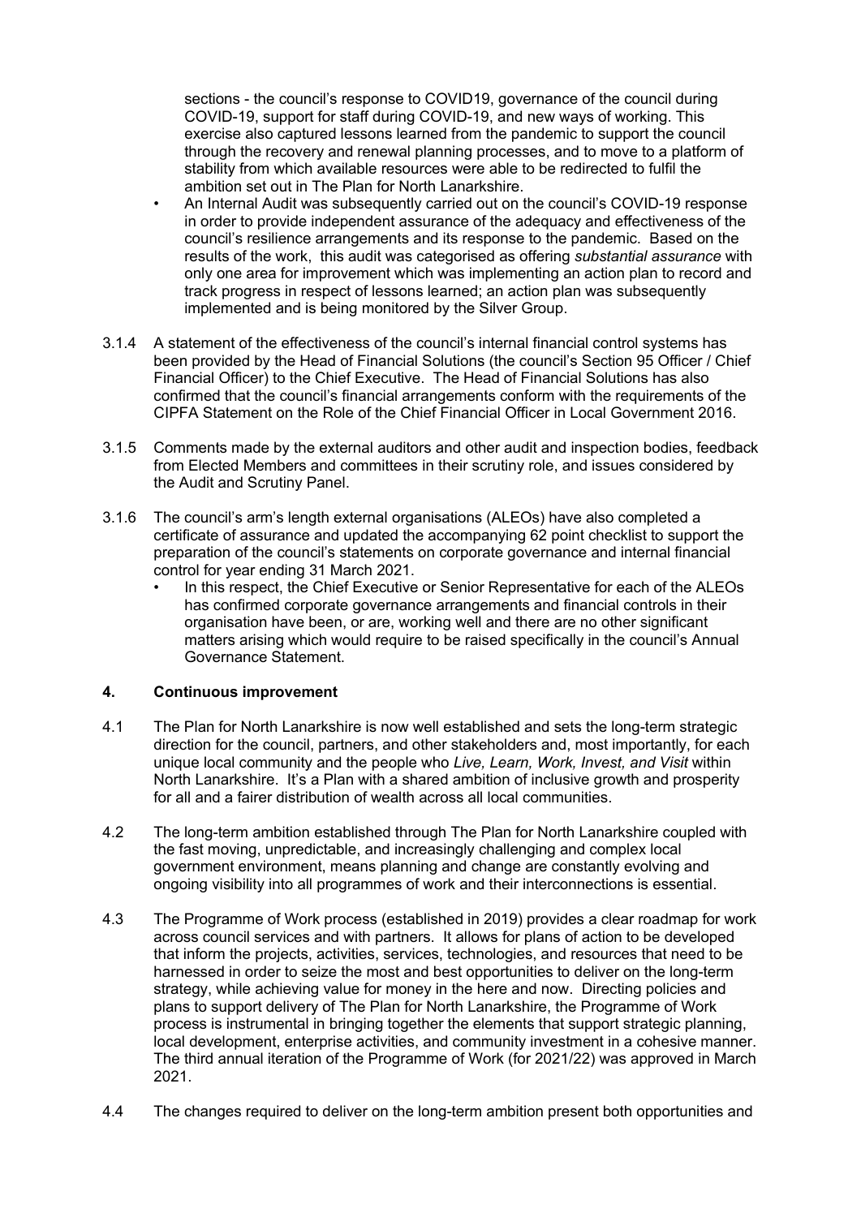sections - the council's response to COVID19, governance of the council during COVID-19, support for staff during COVID-19, and new ways of working. This exercise also captured lessons learned from the pandemic to support the council through the recovery and renewal planning processes, and to move to a platform of stability from which available resources were able to be redirected to fulfil the ambition set out in The Plan for North Lanarkshire.

- An Internal Audit was subsequently carried out on the council's COVID-19 response in order to provide independent assurance of the adequacy and effectiveness of the council's resilience arrangements and its response to the pandemic. Based on the results of the work, this audit was categorised as offering *substantial assurance* with only one area for improvement which was implementing an action plan to record and track progress in respect of lessons learned; an action plan was subsequently implemented and is being monitored by the Silver Group.

3.1.4 A statement of the effectiveness of the council's internal financial control systems has been provided by the Head of Financial Solutions (the council's Section 95 Officer / Chief Financial Officer) to the Chief Executive. The Head of Financial Solutions has also confirmed that the council's financial arrangements conform with the requirements of the CIPFA Statement on the Role of the Chief Financial Officer in Local Government 2016.

3.1.5 Comments made by the external auditors and other audit and inspection bodies, feedback from Elected Members and committees in their scrutiny role, and issues considered by the Audit and Scrutiny Panel.

3.1.6 The council's arm's length external organisations (ALEOs) have also completed a certificate of assurance and updated the accompanying 62 point checklist to support the preparation of the council's statements on corporate governance and internal financial control for year ending 31 March 2021.

- In this respect, the Chief Executive or Senior Representative for each of the ALEOs has confirmed corporate governance arrangements and financial controls in their organisation have been, or are, working well and there are no other significant matters arising which would require to be raised specifically in the council's Annual Governance Statement.

## 4. Continuous improvement

4.1 The Plan for North Lanarkshire is now well established and sets the long-term strategic direction for the council, partners, and other stakeholders and, most importantly, for each unique local community and the people who *Live, Learn, Work, Invest, and Visit* within North Lanarkshire. It's a Plan with a shared ambition of inclusive growth and prosperity for all and a fairer distribution of wealth across all local communities.

4.2 The long-term ambition established through The Plan for North Lanarkshire coupled with the fast moving, unpredictable, and increasingly challenging and complex local government environment, means planning and change are constantly evolving and ongoing visibility into all programmes of work and their interconnections is essential.

4.3 The Programme of Work process (established in 2019) provides a clear roadmap for work across council services and with partners. It allows for plans of action to be developed that inform the projects, activities, services, technologies, and resources that need to be harnessed in order to seize the most and best opportunities to deliver on the long-term strategy, while achieving value for money in the here and now. Directing policies and plans to support delivery of The Plan for North Lanarkshire, the Programme of Work process is instrumental in bringing together the elements that support strategic planning, local development, enterprise activities, and community investment in a cohesive manner. The third annual iteration of the Programme of Work (for 2021/22) was approved in March 2021.

4.4 The changes required to deliver on the long-term ambition present both opportunities and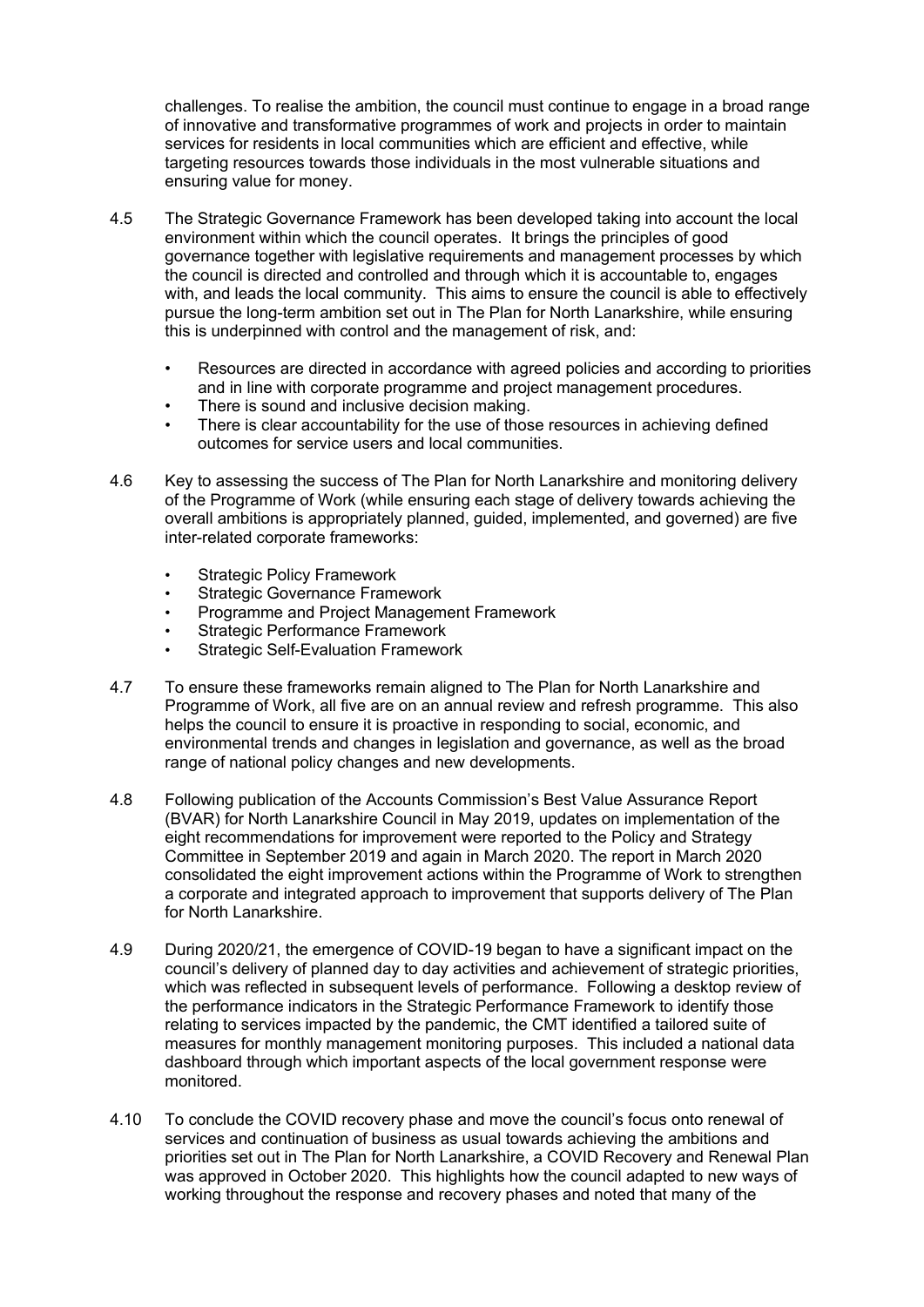challenges. To realise the ambition, the council must continue to engage in a broad range of innovative and transformative programmes of work and projects in order to maintain services for residents in local communities which are efficient and effective, while targeting resources towards those individuals in the most vulnerable situations and ensuring value for money.

4.5 The Strategic Governance Framework has been developed taking into account the local environment within which the council operates. It brings the principles of good governance together with legislative requirements and management processes by which the council is directed and controlled and through which it is accountable to, engages with, and leads the local community. This aims to ensure the council is able to effectively pursue the long-term ambition set out in The Plan for North Lanarkshire, while ensuring this is underpinned with control and the management of risk, and:

- Resources are directed in accordance with agreed policies and according to priorities and in line with corporate programme and project management procedures.
- There is sound and inclusive decision making.
- There is clear accountability for the use of those resources in achieving defined outcomes for service users and local communities.

4.6 Key to assessing the success of The Plan for North Lanarkshire and monitoring delivery of the Programme of Work (while ensuring each stage of delivery towards achieving the overall ambitions is appropriately planned, guided, implemented, and governed) are five inter-related corporate frameworks:

- Strategic Policy Framework
- Strategic Governance Framework
- Programme and Project Management Framework
- Strategic Performance Framework
- Strategic Self-Evaluation Framework

4.7 To ensure these frameworks remain aligned to The Plan for North Lanarkshire and Programme of Work, all five are on an annual review and refresh programme. This also helps the council to ensure it is proactive in responding to social, economic, and environmental trends and changes in legislation and governance, as well as the broad range of national policy changes and new developments.

4.8 Following publication of the Accounts Commission's Best Value Assurance Report (BVAR) for North Lanarkshire Council in May 2019, updates on implementation of the eight recommendations for improvement were reported to the Policy and Strategy Committee in September 2019 and again in March 2020. The report in March 2020 consolidated the eight improvement actions within the Programme of Work to strengthen a corporate and integrated approach to improvement that supports delivery of The Plan for North Lanarkshire.

4.9 During 2020/21, the emergence of COVID-19 began to have a significant impact on the council's delivery of planned day to day activities and achievement of strategic priorities, which was reflected in subsequent levels of performance. Following a desktop review of the performance indicators in the Strategic Performance Framework to identify those relating to services impacted by the pandemic, the CMT identified a tailored suite of measures for monthly management monitoring purposes. This included a national data dashboard through which important aspects of the local government response were monitored.

4.10 To conclude the COVID recovery phase and move the council's focus onto renewal of services and continuation of business as usual towards achieving the ambitions and priorities set out in The Plan for North Lanarkshire, a COVID Recovery and Renewal Plan was approved in October 2020. This highlights how the council adapted to new ways of working throughout the response and recovery phases and noted that many of the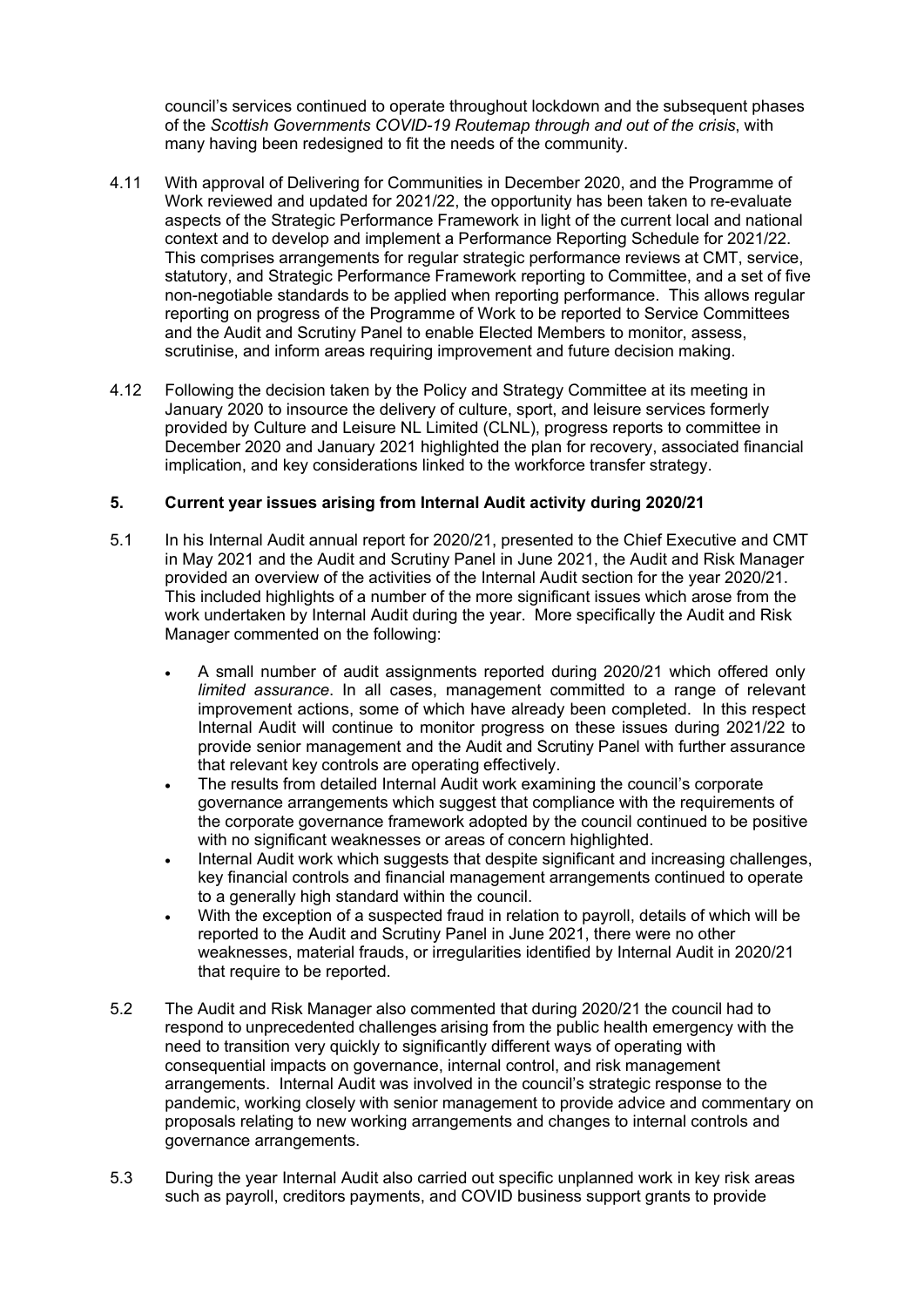council's services continued to operate throughout lockdown and the subsequent phases of the *Scottish Governments COVID-19 Routemap through and out of the crisis*, with many having been redesigned to fit the needs of the community.

4.11 With approval of Delivering for Communities in December 2020, and the Programme of Work reviewed and updated for 2021/22, the opportunity has been taken to re-evaluate aspects of the Strategic Performance Framework in light of the current local and national context and to develop and implement a Performance Reporting Schedule for 2021/22. This comprises arrangements for regular strategic performance reviews at CMT, service, statutory, and Strategic Performance Framework reporting to Committee, and a set of five non-negotiable standards to be applied when reporting performance. This allows regular reporting on progress of the Programme of Work to be reported to Service Committees and the Audit and Scrutiny Panel to enable Elected Members to monitor, assess, scrutinise, and inform areas requiring improvement and future decision making.

4.12 Following the decision taken by the Policy and Strategy Committee at its meeting in January 2020 to insource the delivery of culture, sport, and leisure services formerly provided by Culture and Leisure NL Limited (CLNL), progress reports to committee in December 2020 and January 2021 highlighted the plan for recovery, associated financial implication, and key considerations linked to the workforce transfer strategy.

## 5. Current year issues arising from Internal Audit activity during 2020/21

5.1 In his Internal Audit annual report for 2020/21, presented to the Chief Executive and CMT in May 2021 and the Audit and Scrutiny Panel in June 2021, the Audit and Risk Manager provided an overview of the activities of the Internal Audit section for the year 2020/21. This included highlights of a number of the more significant issues which arose from the work undertaken by Internal Audit during the year. More specifically the Audit and Risk Manager commented on the following:

- A small number of audit assignments reported during 2020/21 which offered only *limited assurance*. In all cases, management committed to a range of relevant improvement actions, some of which have already been completed. In this respect Internal Audit will continue to monitor progress on these issues during 2021/22 to provide senior management and the Audit and Scrutiny Panel with further assurance that relevant key controls are operating effectively.
- The results from detailed Internal Audit work examining the council's corporate governance arrangements which suggest that compliance with the requirements of the corporate governance framework adopted by the council continued to be positive with no significant weaknesses or areas of concern highlighted.
- Internal Audit work which suggests that despite significant and increasing challenges, key financial controls and financial management arrangements continued to operate to a generally high standard within the council.
- With the exception of a suspected fraud in relation to payroll, details of which will be reported to the Audit and Scrutiny Panel in June 2021, there were no other weaknesses, material frauds, or irregularities identified by Internal Audit in 2020/21 that require to be reported.

5.2 The Audit and Risk Manager also commented that during 2020/21 the council had to respond to unprecedented challenges arising from the public health emergency with the need to transition very quickly to significantly different ways of operating with consequential impacts on governance, internal control, and risk management arrangements. Internal Audit was involved in the council's strategic response to the pandemic, working closely with senior management to provide advice and commentary on proposals relating to new working arrangements and changes to internal controls and governance arrangements.

5.3 During the year Internal Audit also carried out specific unplanned work in key risk areas such as payroll, creditors payments, and COVID business support grants to provide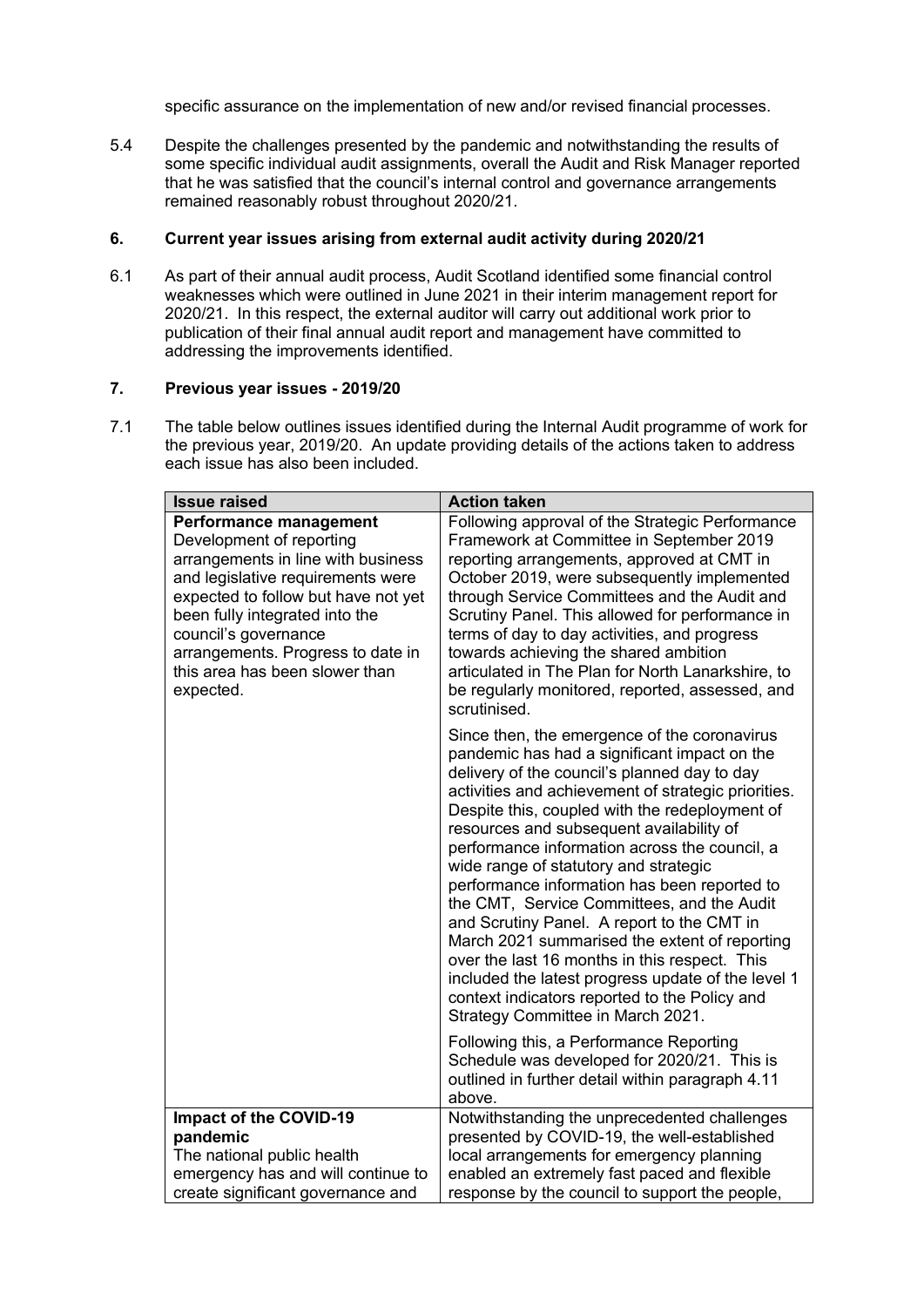specific assurance on the implementation of new and/or revised financial processes.

5.4 Despite the challenges presented by the pandemic and notwithstanding the results of some specific individual audit assignments, overall the Audit and Risk Manager reported that he was satisfied that the council's internal control and governance arrangements remained reasonably robust throughout 2020/21.

## 6. Current year issues arising from external audit activity during 2020/21

6.1 As part of their annual audit process, Audit Scotland identified some financial control weaknesses which were outlined in June 2021 in their interim management report for 2020/21. In this respect, the external auditor will carry out additional work prior to publication of their final annual audit report and management have committed to addressing the improvements identified.

## 7. Previous year issues - 2019/20

7.1 The table below outlines issues identified during the Internal Audit programme of work for the previous year, 2019/20. An update providing details of the actions taken to address each issue has also been included.

| Issue raised | Action taken |
|---|---|
| **Performance management** Development of reporting arrangements in line with business and legislative requirements were expected to follow but have not yet been fully integrated into the council's governance arrangements. Progress to date in this area has been slower than expected. | Following approval of the Strategic Performance Framework at Committee in September 2019 reporting arrangements, approved at CMT in October 2019, were subsequently implemented through Service Committees and the Audit and Scrutiny Panel. This allowed for performance in terms of day to day activities, and progress towards achieving the shared ambition articulated in The Plan for North Lanarkshire, to be regularly monitored, reported, assessed, and scrutinised.<br><br>Since then, the emergence of the coronavirus pandemic has had a significant impact on the delivery of the council's planned day to day activities and achievement of strategic priorities. Despite this, coupled with the redeployment of resources and subsequent availability of performance information across the council, a wide range of statutory and strategic performance information has been reported to the CMT, Service Committees, and the Audit and Scrutiny Panel. A report to the CMT in March 2021 summarised the extent of reporting over the last 16 months in this respect. This included the latest progress update of the level 1 context indicators reported to the Policy and Strategy Committee in March 2021.<br><br>Following this, a Performance Reporting Schedule was developed for 2020/21. This is outlined in further detail within paragraph 4.11 above. |
| **Impact of the COVID-19 pandemic** The national public health emergency has and will continue to create significant governance and | Notwithstanding the unprecedented challenges presented by COVID-19, the well-established local arrangements for emergency planning enabled an extremely fast paced and flexible response by the council to support the people, |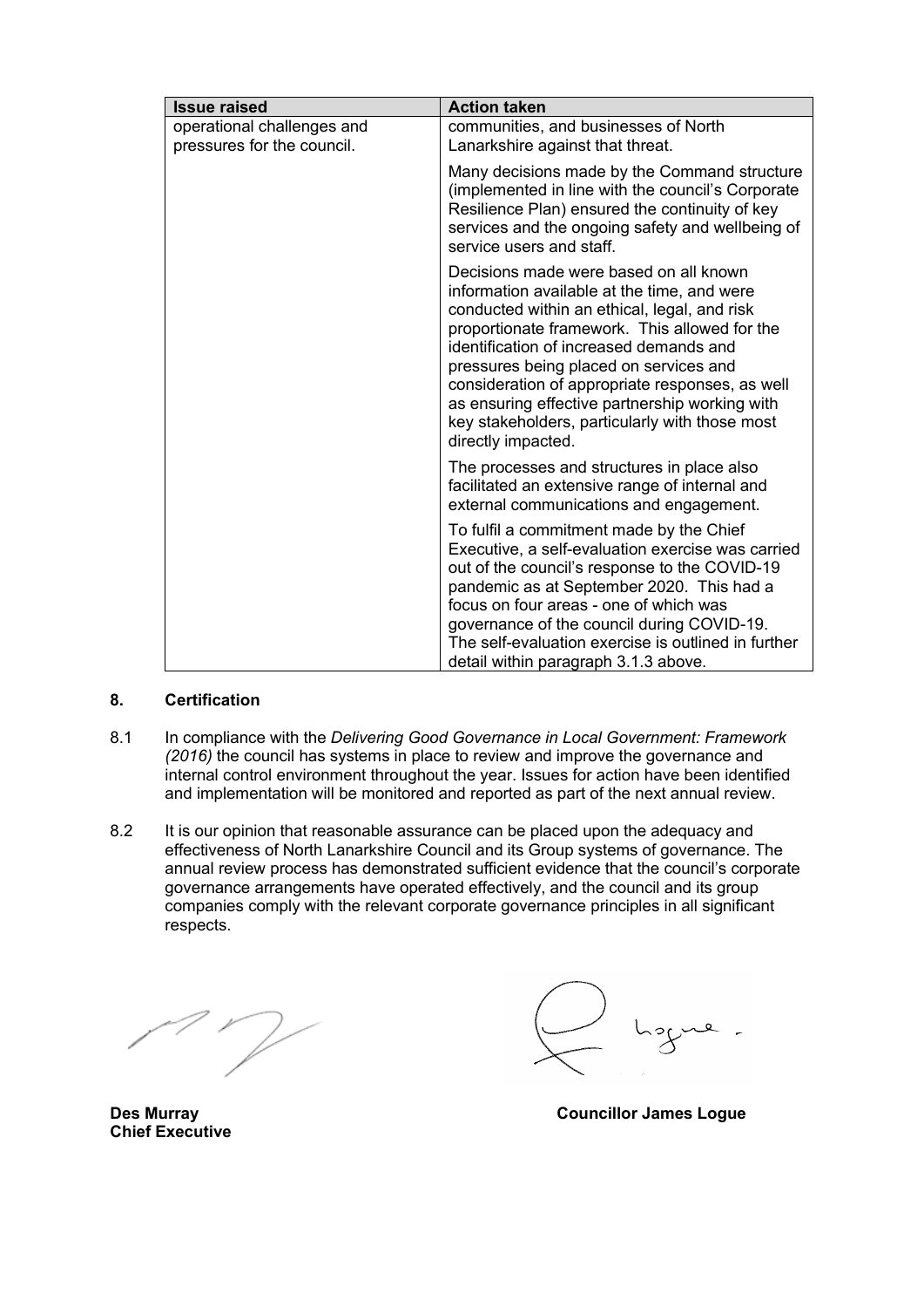| Issue raised | Action taken |
| --- | --- |
| operational challenges and pressures for the council. | communities, and businesses of North Lanarkshire against that threat.<br><br>Many decisions made by the Command structure (implemented in line with the council's Corporate Resilience Plan) ensured the continuity of key services and the ongoing safety and wellbeing of service users and staff.<br><br>Decisions made were based on all known information available at the time, and were conducted within an ethical, legal, and risk proportionate framework. This allowed for the identification of increased demands and pressures being placed on services and consideration of appropriate responses, as well as ensuring effective partnership working with key stakeholders, particularly with those most directly impacted.<br><br>The processes and structures in place also facilitated an extensive range of internal and external communications and engagement.<br><br>To fulfil a commitment made by the Chief Executive, a self-evaluation exercise was carried out of the council's response to the COVID-19 pandemic as at September 2020. This had a focus on four areas - one of which was governance of the council during COVID-19. The self-evaluation exercise is outlined in further detail within paragraph 3.1.3 above. |

## 8. Certification

8.1 In compliance with the *Delivering Good Governance in Local Government: Framework (2016)* the council has systems in place to review and improve the governance and internal control environment throughout the year. Issues for action have been identified and implementation will be monitored and reported as part of the next annual review.

8.2 It is our opinion that reasonable assurance can be placed upon the adequacy and effectiveness of North Lanarkshire Council and its Group systems of governance. The annual review process has demonstrated sufficient evidence that the council's corporate governance arrangements have operated effectively, and the council and its group companies comply with the relevant corporate governance principles in all significant respects.

**Des Murray**
**Chief Executive**

**Councillor James Logue**